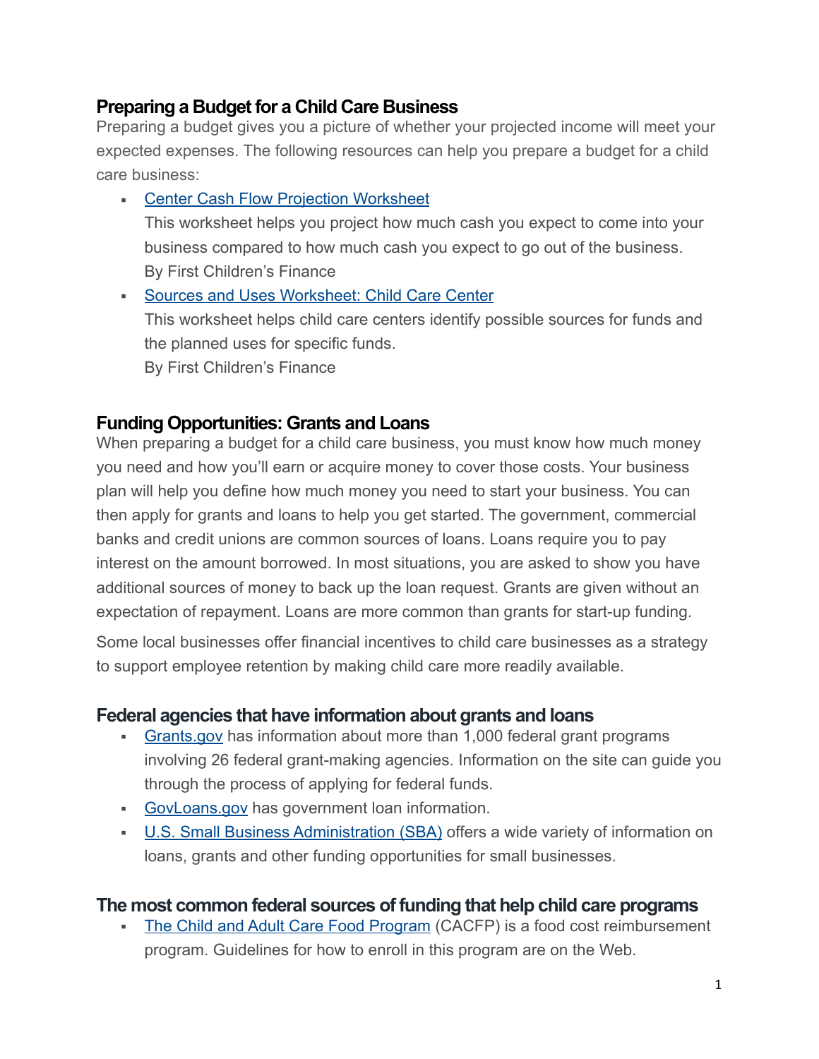## Preparing a Budget for a Child Care Business

Preparing a budget gives you a picture of whether your projected income will meet your expected expenses. The following resources can help you prepare a budget for a child care business:

- Center Cash Flow Projection Worksheet
  This worksheet helps you project how much cash you expect to come into your business compared to how much cash you expect to go out of the business.
  By First Children's Finance
- Sources and Uses Worksheet: Child Care Center
  This worksheet helps child care centers identify possible sources for funds and the planned uses for specific funds.
  By First Children's Finance

## Funding Opportunities: Grants and Loans

When preparing a budget for a child care business, you must know how much money you need and how you'll earn or acquire money to cover those costs. Your business plan will help you define how much money you need to start your business. You can then apply for grants and loans to help you get started. The government, commercial banks and credit unions are common sources of loans. Loans require you to pay interest on the amount borrowed. In most situations, you are asked to show you have additional sources of money to back up the loan request. Grants are given without an expectation of repayment. Loans are more common than grants for start-up funding.

Some local businesses offer financial incentives to child care businesses as a strategy to support employee retention by making child care more readily available.

## Federal agencies that have information about grants and loans

- Grants.gov has information about more than 1,000 federal grant programs involving 26 federal grant-making agencies. Information on the site can guide you through the process of applying for federal funds.
- GovLoans.gov has government loan information.
- U.S. Small Business Administration (SBA) offers a wide variety of information on loans, grants and other funding opportunities for small businesses.

## The most common federal sources of funding that help child care programs

- The Child and Adult Care Food Program (CACFP) is a food cost reimbursement program. Guidelines for how to enroll in this program are on the Web.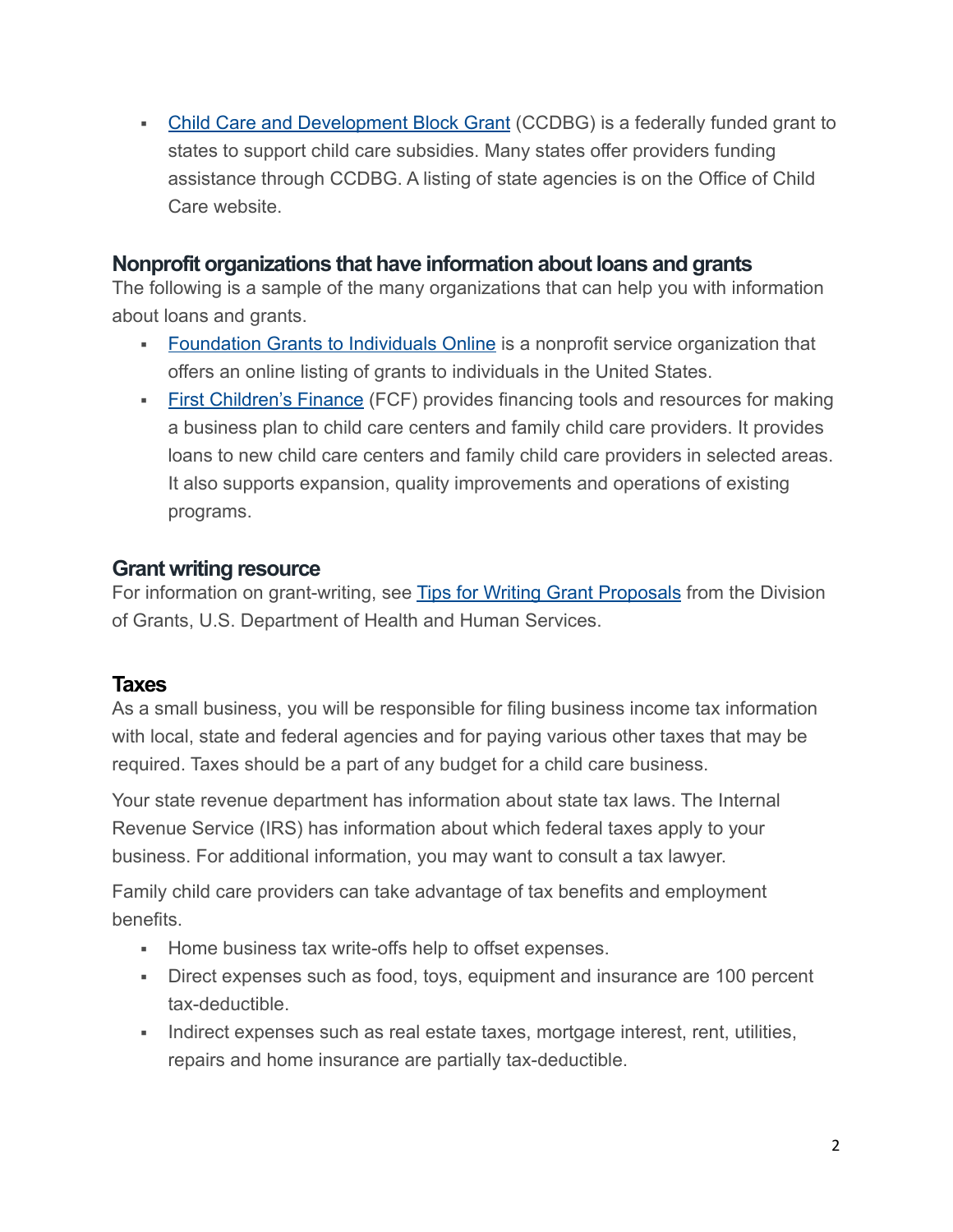- Child Care and Development Block Grant (CCDBG) is a federally funded grant to states to support child care subsidies. Many states offer providers funding assistance through CCDBG. A listing of state agencies is on the Office of Child Care website.

## Nonprofit organizations that have information about loans and grants

The following is a sample of the many organizations that can help you with information about loans and grants.

- Foundation Grants to Individuals Online is a nonprofit service organization that offers an online listing of grants to individuals in the United States.
- First Children's Finance (FCF) provides financing tools and resources for making a business plan to child care centers and family child care providers. It provides loans to new child care centers and family child care providers in selected areas. It also supports expansion, quality improvements and operations of existing programs.

## Grant writing resource

For information on grant-writing, see Tips for Writing Grant Proposals from the Division of Grants, U.S. Department of Health and Human Services.

## Taxes

As a small business, you will be responsible for filing business income tax information with local, state and federal agencies and for paying various other taxes that may be required. Taxes should be a part of any budget for a child care business.

Your state revenue department has information about state tax laws. The Internal Revenue Service (IRS) has information about which federal taxes apply to your business. For additional information, you may want to consult a tax lawyer.

Family child care providers can take advantage of tax benefits and employment benefits.

- Home business tax write-offs help to offset expenses.
- Direct expenses such as food, toys, equipment and insurance are 100 percent tax-deductible.
- Indirect expenses such as real estate taxes, mortgage interest, rent, utilities, repairs and home insurance are partially tax-deductible.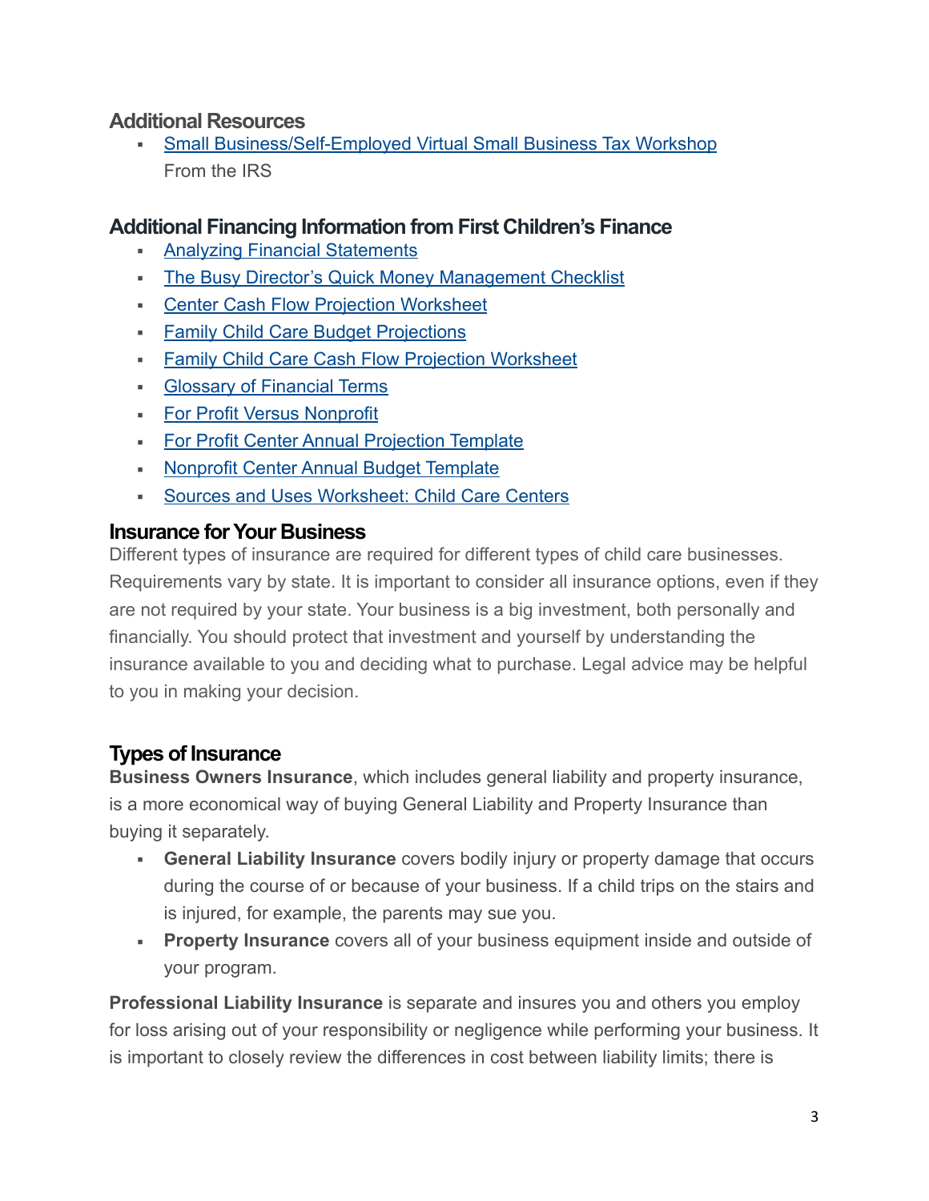## Additional Resources

- [Small Business/Self-Employed Virtual Small Business Tax Workshop]()
  From the IRS

## Additional Financing Information from First Children's Finance

- [Analyzing Financial Statements]()
- [The Busy Director's Quick Money Management Checklist]()
- [Center Cash Flow Projection Worksheet]()
- [Family Child Care Budget Projections]()
- [Family Child Care Cash Flow Projection Worksheet]()
- [Glossary of Financial Terms]()
- [For Profit Versus Nonprofit]()
- [For Profit Center Annual Projection Template]()
- [Nonprofit Center Annual Budget Template]()
- [Sources and Uses Worksheet: Child Care Centers]()

## Insurance for Your Business

Different types of insurance are required for different types of child care businesses. Requirements vary by state. It is important to consider all insurance options, even if they are not required by your state. Your business is a big investment, both personally and financially. You should protect that investment and yourself by understanding the insurance available to you and deciding what to purchase. Legal advice may be helpful to you in making your decision.

## Types of Insurance

**Business Owners Insurance**, which includes general liability and property insurance, is a more economical way of buying General Liability and Property Insurance than buying it separately.

- **General Liability Insurance** covers bodily injury or property damage that occurs during the course of or because of your business. If a child trips on the stairs and is injured, for example, the parents may sue you.
- **Property Insurance** covers all of your business equipment inside and outside of your program.

**Professional Liability Insurance** is separate and insures you and others you employ for loss arising out of your responsibility or negligence while performing your business. It is important to closely review the differences in cost between liability limits; there is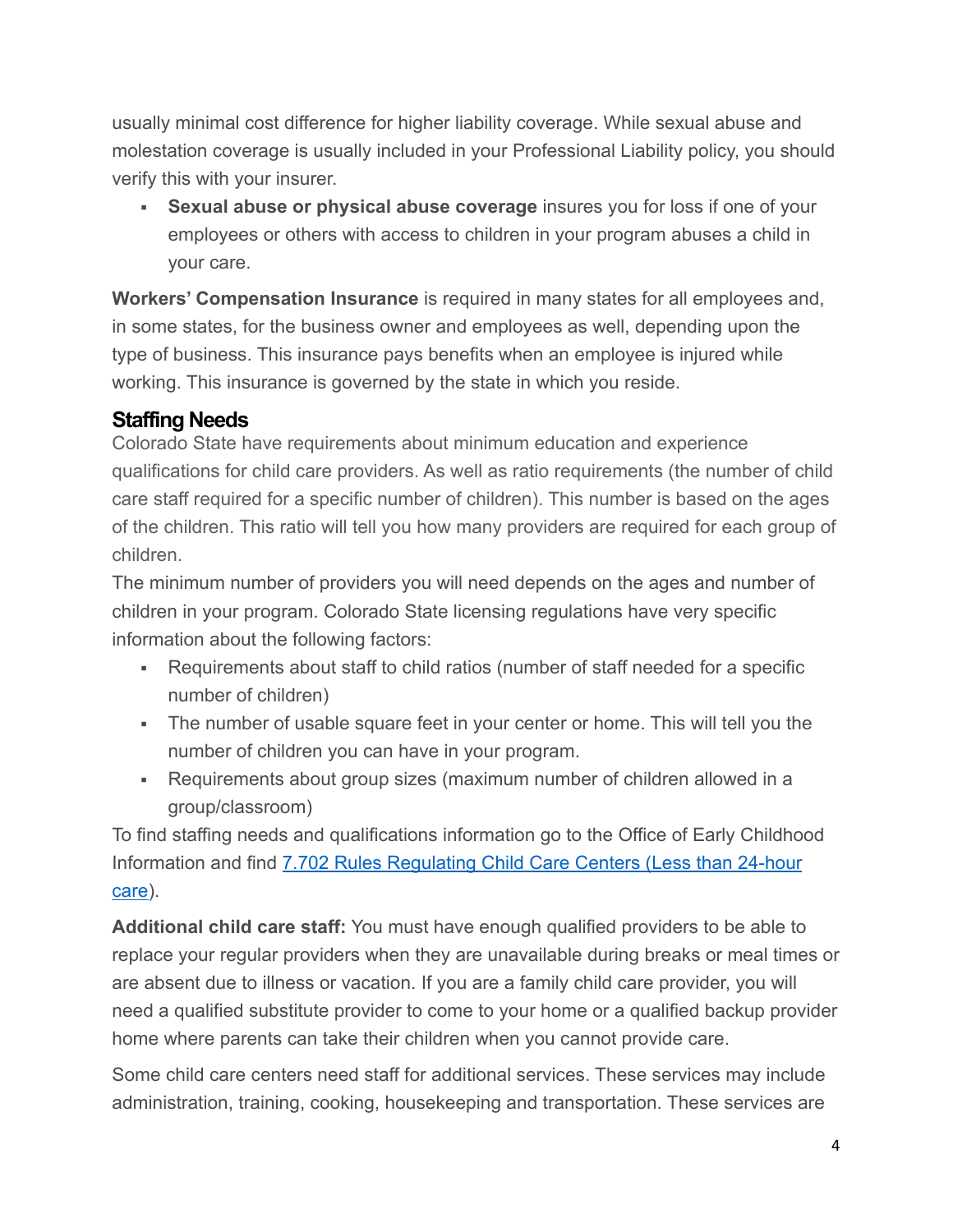usually minimal cost difference for higher liability coverage. While sexual abuse and molestation coverage is usually included in your Professional Liability policy, you should verify this with your insurer.

- **Sexual abuse or physical abuse coverage** insures you for loss if one of your employees or others with access to children in your program abuses a child in your care.

**Workers' Compensation Insurance** is required in many states for all employees and, in some states, for the business owner and employees as well, depending upon the type of business. This insurance pays benefits when an employee is injured while working. This insurance is governed by the state in which you reside.

## Staffing Needs

Colorado State have requirements about minimum education and experience qualifications for child care providers. As well as ratio requirements (the number of child care staff required for a specific number of children). This number is based on the ages of the children. This ratio will tell you how many providers are required for each group of children.

The minimum number of providers you will need depends on the ages and number of children in your program. Colorado State licensing regulations have very specific information about the following factors:

- Requirements about staff to child ratios (number of staff needed for a specific number of children)
- The number of usable square feet in your center or home. This will tell you the number of children you can have in your program.
- Requirements about group sizes (maximum number of children allowed in a group/classroom)

To find staffing needs and qualifications information go to the Office of Early Childhood Information and find [7.702 Rules Regulating Child Care Centers (Less than 24-hour care)]().

**Additional child care staff:** You must have enough qualified providers to be able to replace your regular providers when they are unavailable during breaks or meal times or are absent due to illness or vacation. If you are a family child care provider, you will need a qualified substitute provider to come to your home or a qualified backup provider home where parents can take their children when you cannot provide care.

Some child care centers need staff for additional services. These services may include administration, training, cooking, housekeeping and transportation. These services are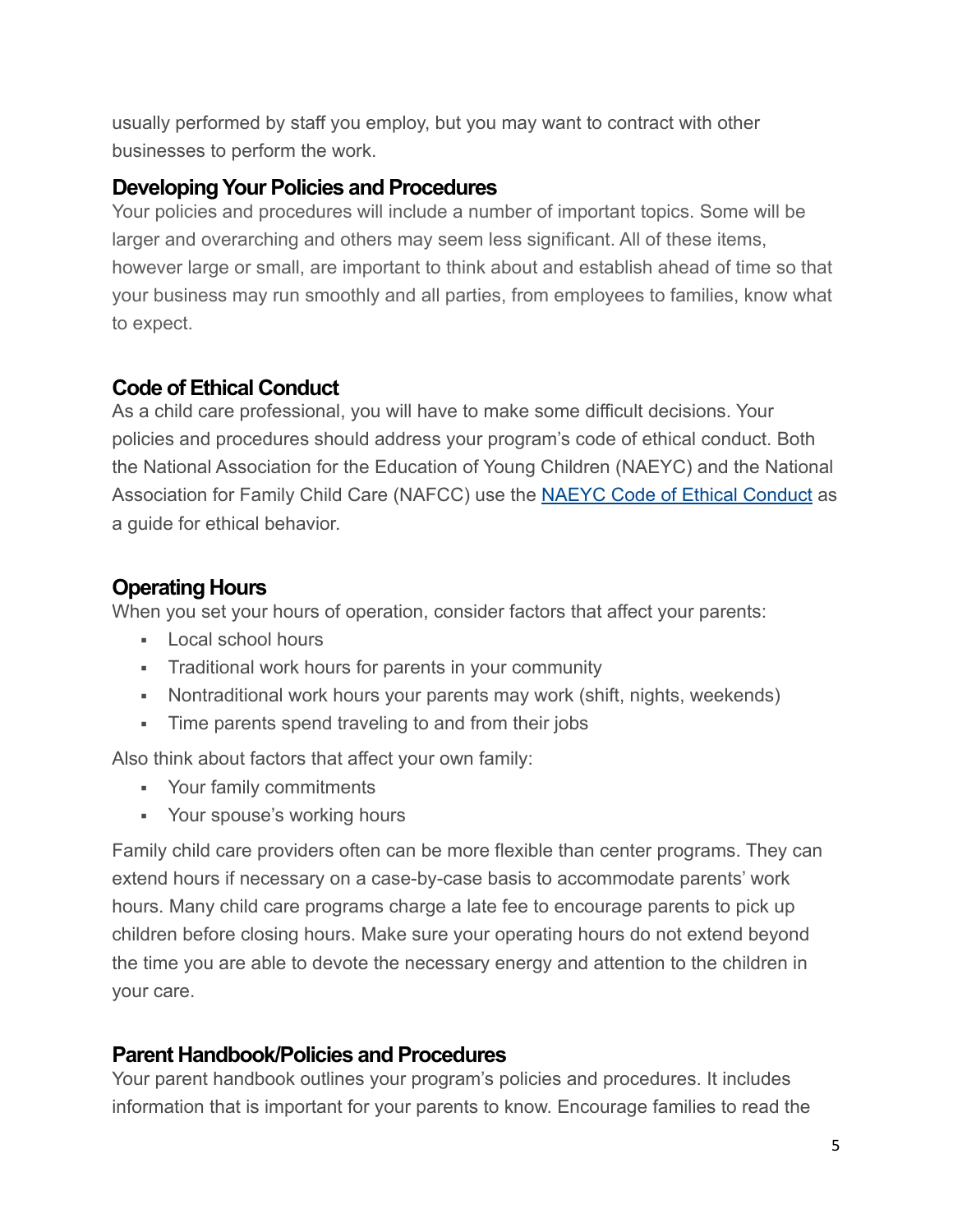usually performed by staff you employ, but you may want to contract with other businesses to perform the work.

### Developing Your Policies and Procedures

Your policies and procedures will include a number of important topics. Some will be larger and overarching and others may seem less significant. All of these items, however large or small, are important to think about and establish ahead of time so that your business may run smoothly and all parties, from employees to families, know what to expect.

### Code of Ethical Conduct

As a child care professional, you will have to make some difficult decisions. Your policies and procedures should address your program's code of ethical conduct. Both the National Association for the Education of Young Children (NAEYC) and the National Association for Family Child Care (NAFCC) use the [NAEYC Code of Ethical Conduct]() as a guide for ethical behavior.

### Operating Hours

When you set your hours of operation, consider factors that affect your parents:

- Local school hours
- Traditional work hours for parents in your community
- Nontraditional work hours your parents may work (shift, nights, weekends)
- Time parents spend traveling to and from their jobs

Also think about factors that affect your own family:

- Your family commitments
- Your spouse's working hours

Family child care providers often can be more flexible than center programs. They can extend hours if necessary on a case-by-case basis to accommodate parents' work hours. Many child care programs charge a late fee to encourage parents to pick up children before closing hours. Make sure your operating hours do not extend beyond the time you are able to devote the necessary energy and attention to the children in your care.

### Parent Handbook/Policies and Procedures

Your parent handbook outlines your program's policies and procedures. It includes information that is important for your parents to know. Encourage families to read the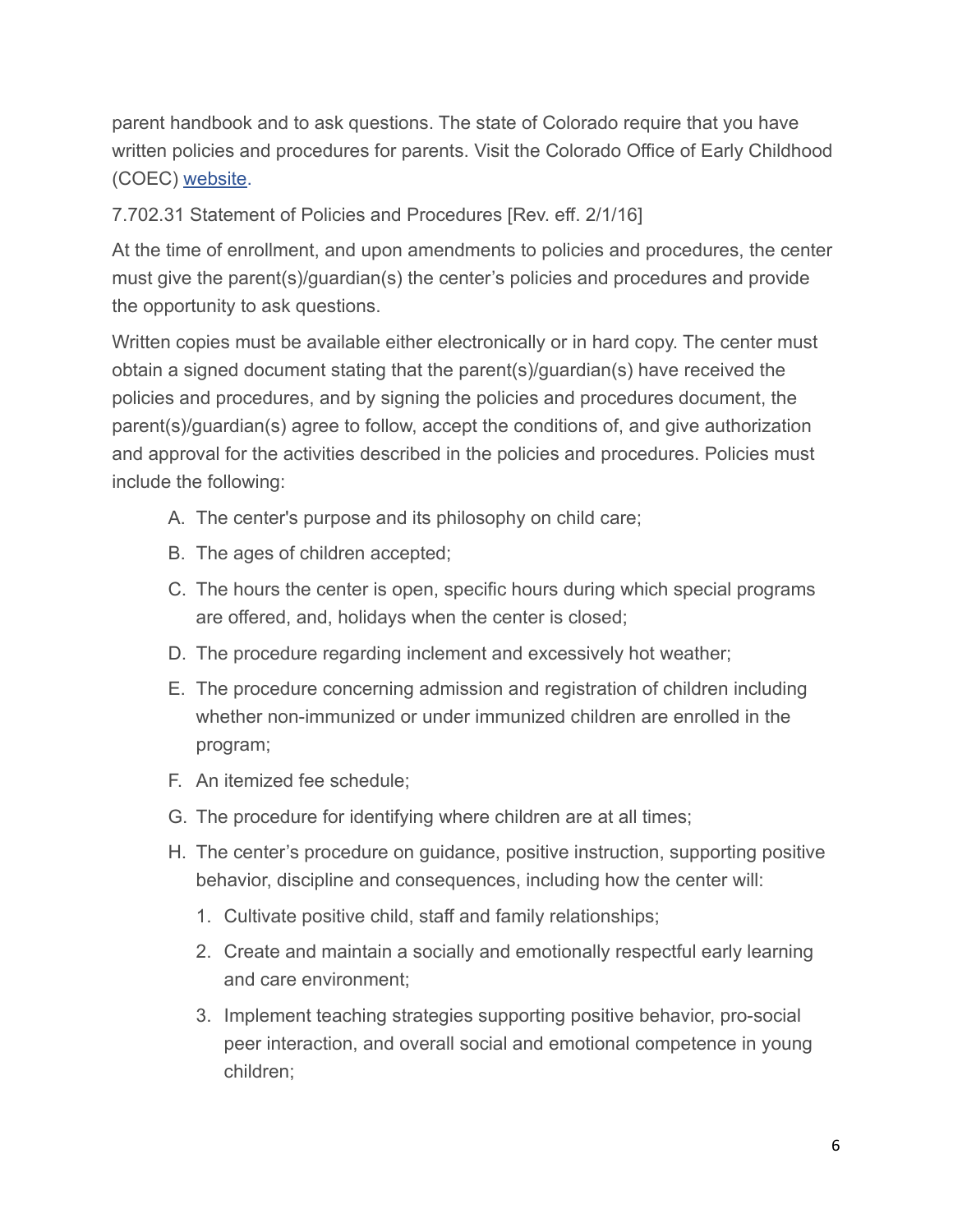parent handbook and to ask questions. The state of Colorado require that you have written policies and procedures for parents. Visit the Colorado Office of Early Childhood (COEC) [website](#).

7.702.31 Statement of Policies and Procedures [Rev. eff. 2/1/16]

At the time of enrollment, and upon amendments to policies and procedures, the center must give the parent(s)/guardian(s) the center's policies and procedures and provide the opportunity to ask questions.

Written copies must be available either electronically or in hard copy. The center must obtain a signed document stating that the parent(s)/guardian(s) have received the policies and procedures, and by signing the policies and procedures document, the parent(s)/guardian(s) agree to follow, accept the conditions of, and give authorization and approval for the activities described in the policies and procedures. Policies must include the following:

A. The center's purpose and its philosophy on child care;
B. The ages of children accepted;
C. The hours the center is open, specific hours during which special programs are offered, and, holidays when the center is closed;
D. The procedure regarding inclement and excessively hot weather;
E. The procedure concerning admission and registration of children including whether non-immunized or under immunized children are enrolled in the program;
F. An itemized fee schedule;
G. The procedure for identifying where children are at all times;
H. The center's procedure on guidance, positive instruction, supporting positive behavior, discipline and consequences, including how the center will:
   1. Cultivate positive child, staff and family relationships;
   2. Create and maintain a socially and emotionally respectful early learning and care environment;
   3. Implement teaching strategies supporting positive behavior, pro-social peer interaction, and overall social and emotional competence in young children;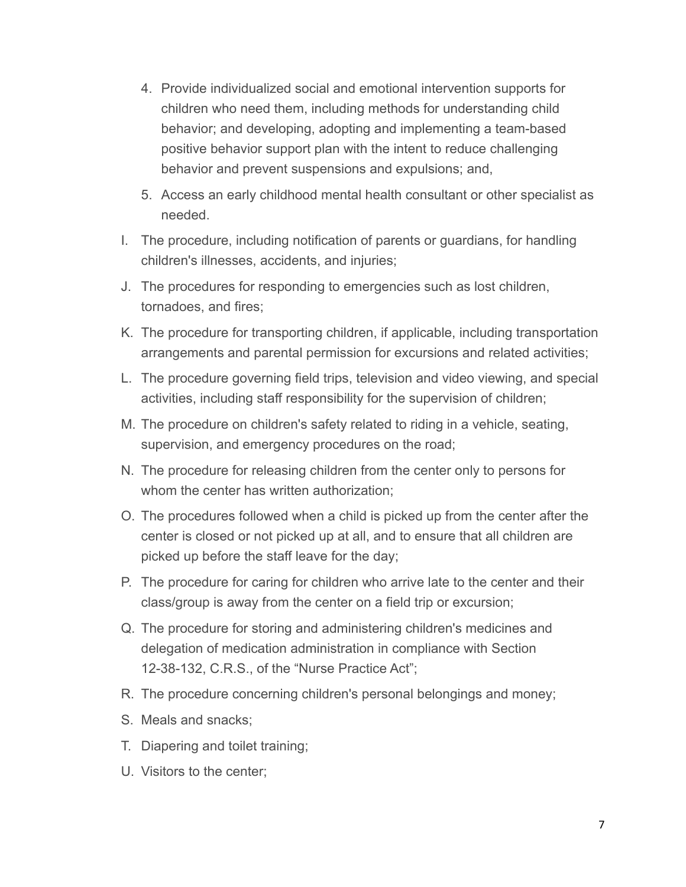4. Provide individualized social and emotional intervention supports for children who need them, including methods for understanding child behavior; and developing, adopting and implementing a team-based positive behavior support plan with the intent to reduce challenging behavior and prevent suspensions and expulsions; and,
5. Access an early childhood mental health consultant or other specialist as needed.

I. The procedure, including notification of parents or guardians, for handling children's illnesses, accidents, and injuries;

J. The procedures for responding to emergencies such as lost children, tornadoes, and fires;

K. The procedure for transporting children, if applicable, including transportation arrangements and parental permission for excursions and related activities;

L. The procedure governing field trips, television and video viewing, and special activities, including staff responsibility for the supervision of children;

M. The procedure on children's safety related to riding in a vehicle, seating, supervision, and emergency procedures on the road;

N. The procedure for releasing children from the center only to persons for whom the center has written authorization;

O. The procedures followed when a child is picked up from the center after the center is closed or not picked up at all, and to ensure that all children are picked up before the staff leave for the day;

P. The procedure for caring for children who arrive late to the center and their class/group is away from the center on a field trip or excursion;

Q. The procedure for storing and administering children's medicines and delegation of medication administration in compliance with Section 12-38-132, C.R.S., of the “Nurse Practice Act”;

R. The procedure concerning children's personal belongings and money;

S. Meals and snacks;

T. Diapering and toilet training;

U. Visitors to the center;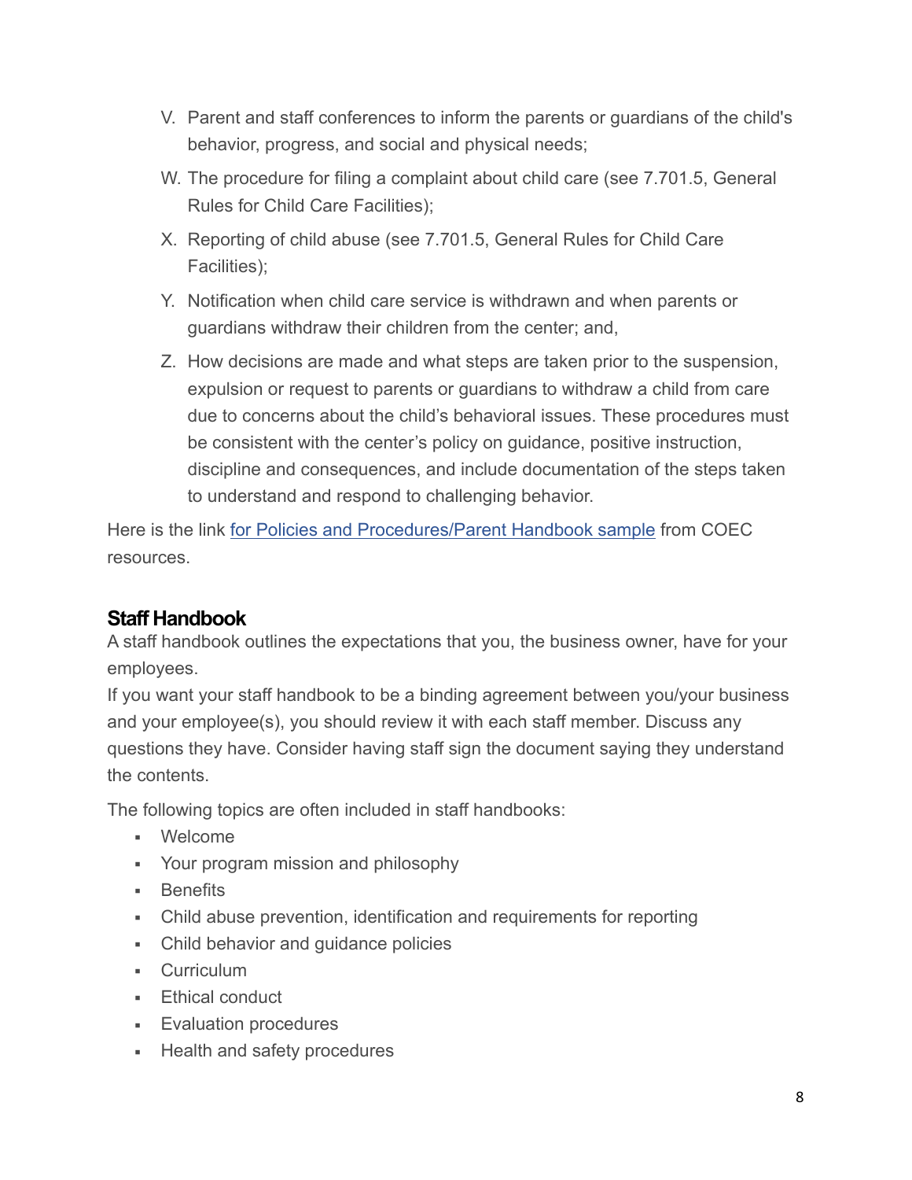V. Parent and staff conferences to inform the parents or guardians of the child's behavior, progress, and social and physical needs;

W. The procedure for filing a complaint about child care (see 7.701.5, General Rules for Child Care Facilities);

X. Reporting of child abuse (see 7.701.5, General Rules for Child Care Facilities);

Y. Notification when child care service is withdrawn and when parents or guardians withdraw their children from the center; and,

Z. How decisions are made and what steps are taken prior to the suspension, expulsion or request to parents or guardians to withdraw a child from care due to concerns about the child's behavioral issues. These procedures must be consistent with the center's policy on guidance, positive instruction, discipline and consequences, and include documentation of the steps taken to understand and respond to challenging behavior.

Here is the link for Policies and Procedures/Parent Handbook sample from COEC resources.

### Staff Handbook

A staff handbook outlines the expectations that you, the business owner, have for your employees.

If you want your staff handbook to be a binding agreement between you/your business and your employee(s), you should review it with each staff member. Discuss any questions they have. Consider having staff sign the document saying they understand the contents.

The following topics are often included in staff handbooks:

- Welcome
- Your program mission and philosophy
- Benefits
- Child abuse prevention, identification and requirements for reporting
- Child behavior and guidance policies
- Curriculum
- Ethical conduct
- Evaluation procedures
- Health and safety procedures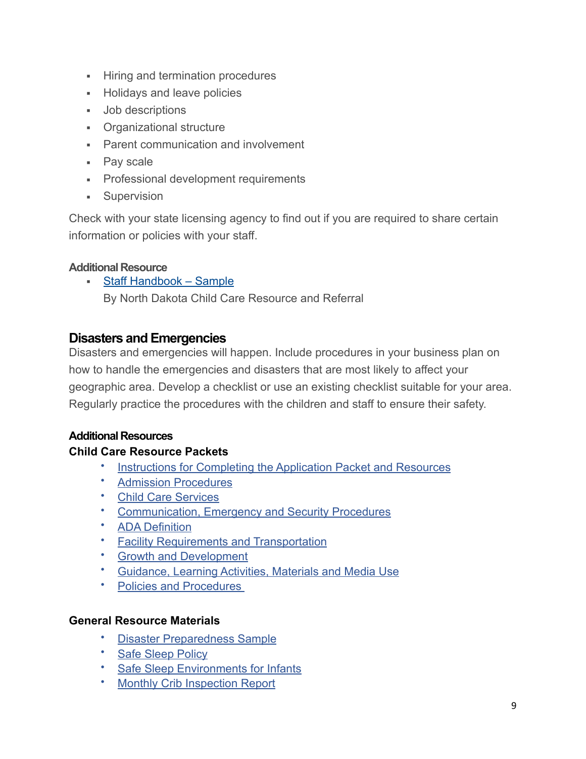- Hiring and termination procedures
- Holidays and leave policies
- Job descriptions
- Organizational structure
- Parent communication and involvement
- Pay scale
- Professional development requirements
- Supervision

Check with your state licensing agency to find out if you are required to share certain information or policies with your staff.

#### Additional Resource

- Staff Handbook – Sample
  By North Dakota Child Care Resource and Referral

## Disasters and Emergencies

Disasters and emergencies will happen. Include procedures in your business plan on how to handle the emergencies and disasters that are most likely to affect your geographic area. Develop a checklist or use an existing checklist suitable for your area. Regularly practice the procedures with the children and staff to ensure their safety.

#### Additional Resources

#### Child Care Resource Packets

- Instructions for Completing the Application Packet and Resources
- Admission Procedures
- Child Care Services
- Communication, Emergency and Security Procedures
- ADA Definition
- Facility Requirements and Transportation
- Growth and Development
- Guidance, Learning Activities, Materials and Media Use
- Policies and Procedures

#### General Resource Materials

- Disaster Preparedness Sample
- Safe Sleep Policy
- Safe Sleep Environments for Infants
- Monthly Crib Inspection Report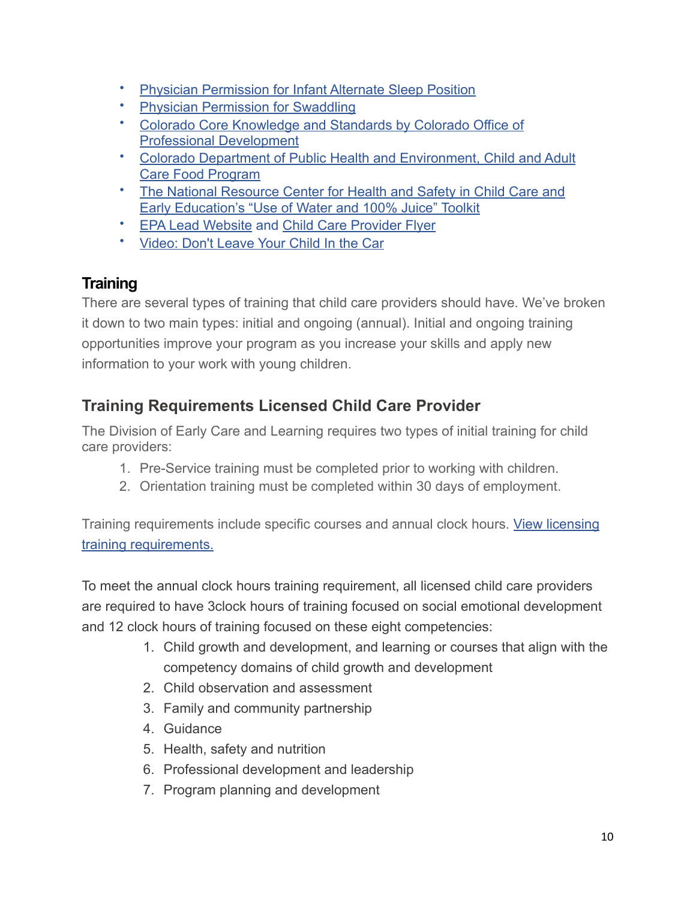- Physician Permission for Infant Alternate Sleep Position
- Physician Permission for Swaddling
- Colorado Core Knowledge and Standards by Colorado Office of Professional Development
- Colorado Department of Public Health and Environment, Child and Adult Care Food Program
- The National Resource Center for Health and Safety in Child Care and Early Education's "Use of Water and 100% Juice" Toolkit
- EPA Lead Website and Child Care Provider Flyer
- Video: Don't Leave Your Child In the Car

### Training

There are several types of training that child care providers should have. We've broken it down to two main types: initial and ongoing (annual). Initial and ongoing training opportunities improve your program as you increase your skills and apply new information to your work with young children.

## Training Requirements Licensed Child Care Provider

The Division of Early Care and Learning requires two types of initial training for child care providers:

1. Pre-Service training must be completed prior to working with children.
2. Orientation training must be completed within 30 days of employment.

Training requirements include specific courses and annual clock hours. View licensing training requirements.

To meet the annual clock hours training requirement, all licensed child care providers are required to have 3clock hours of training focused on social emotional development and 12 clock hours of training focused on these eight competencies:

1. Child growth and development, and learning or courses that align with the competency domains of child growth and development
2. Child observation and assessment
3. Family and community partnership
4. Guidance
5. Health, safety and nutrition
6. Professional development and leadership
7. Program planning and development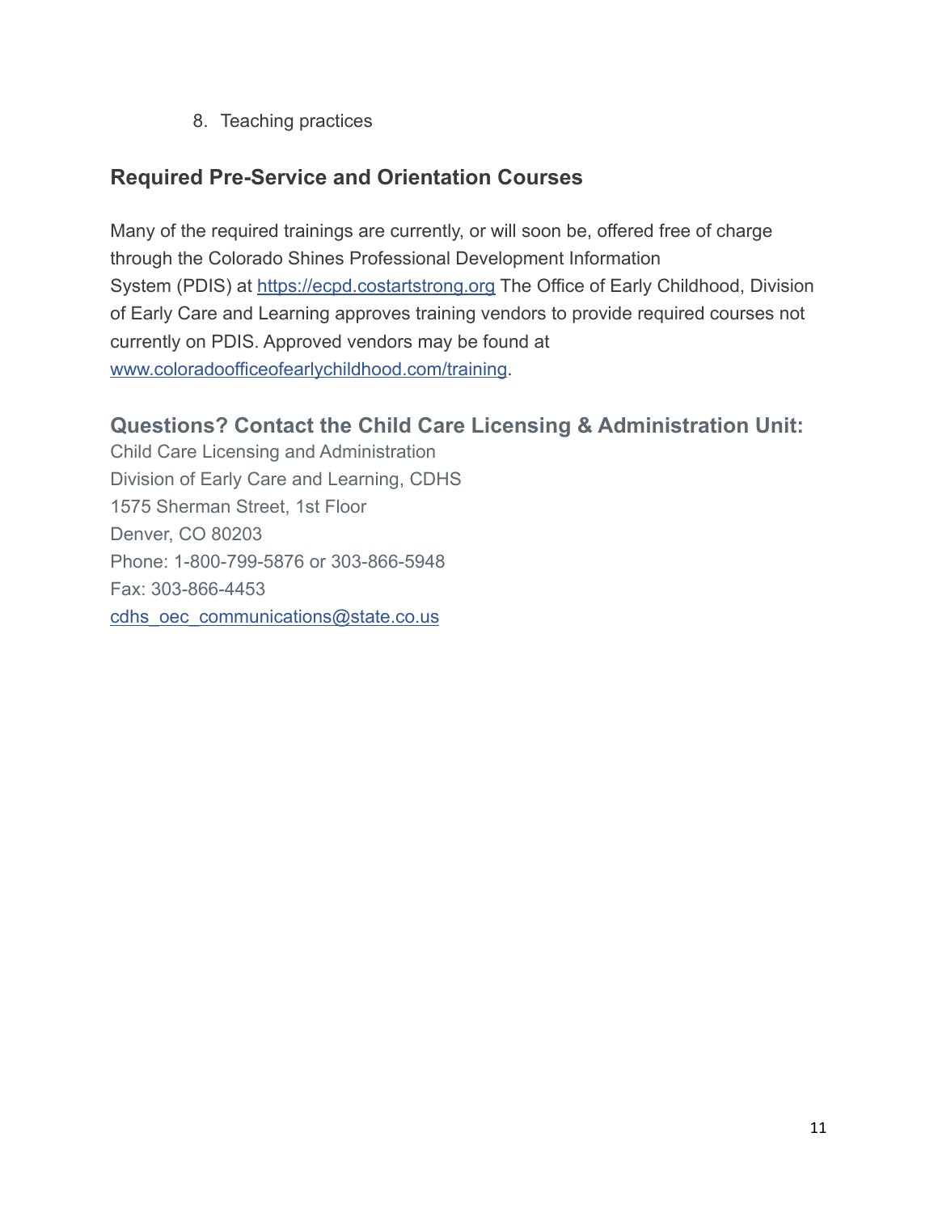8. Teaching practices

## Required Pre-Service and Orientation Courses

Many of the required trainings are currently, or will soon be, offered free of charge through the Colorado Shines Professional Development Information System (PDIS) at https://ecpd.costartstrong.org The Office of Early Childhood, Division of Early Care and Learning approves training vendors to provide required courses not currently on PDIS. Approved vendors may be found at www.coloradoofficeofearlychildhood.com/training.

## Questions? Contact the Child Care Licensing & Administration Unit:

Child Care Licensing and Administration
Division of Early Care and Learning, CDHS
1575 Sherman Street, 1st Floor
Denver, CO 80203
Phone: 1-800-799-5876 or 303-866-5948
Fax: 303-866-4453
cdhs_oec_communications@state.co.us